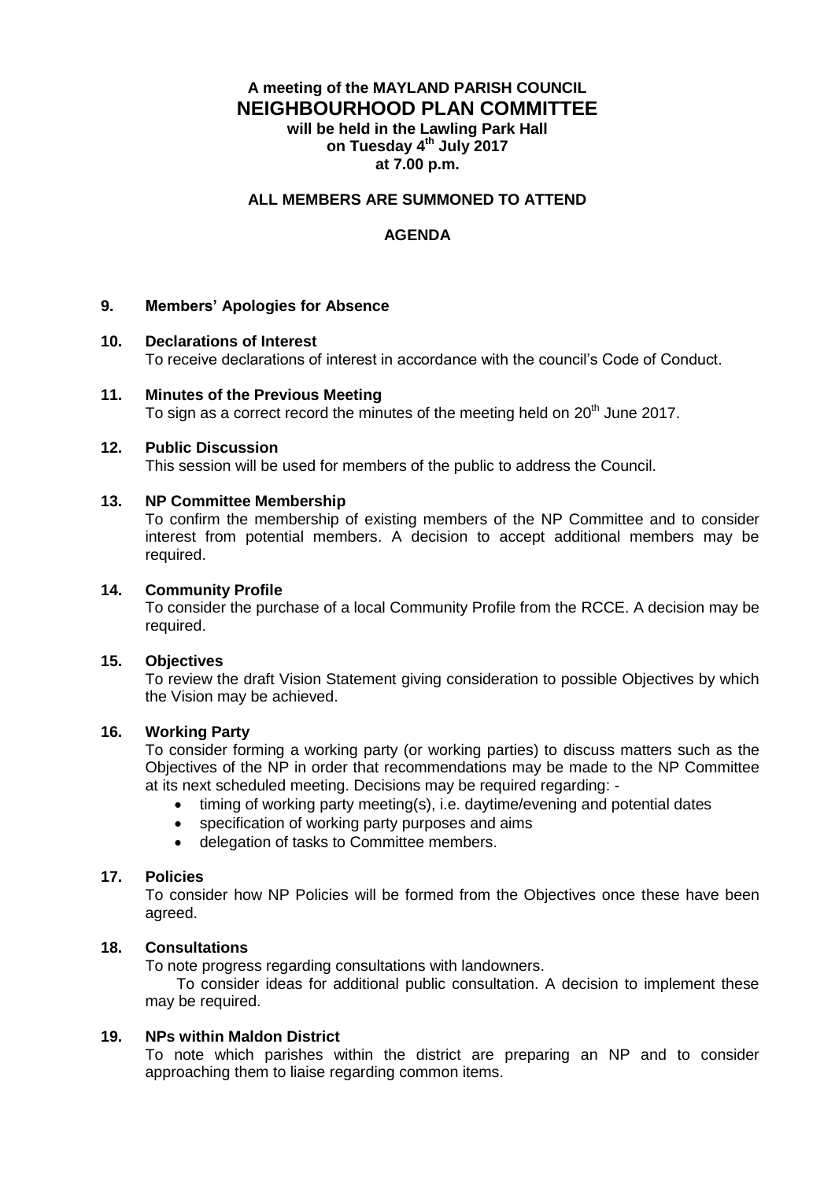**A meeting of the MAYLAND PARISH COUNCIL**

# NEIGHBOURHOOD PLAN COMMITTEE

**will be held in the Lawling Park Hall**
**on Tuesday 4th July 2017**
**at 7.00 p.m.**

**ALL MEMBERS ARE SUMMONED TO ATTEND**

**AGENDA**

**9. Members' Apologies for Absence**

**10. Declarations of Interest**
To receive declarations of interest in accordance with the council's Code of Conduct.

**11. Minutes of the Previous Meeting**
To sign as a correct record the minutes of the meeting held on 20th June 2017.

**12. Public Discussion**
This session will be used for members of the public to address the Council.

**13. NP Committee Membership**
To confirm the membership of existing members of the NP Committee and to consider interest from potential members. A decision to accept additional members may be required.

**14. Community Profile**
To consider the purchase of a local Community Profile from the RCCE. A decision may be required.

**15. Objectives**
To review the draft Vision Statement giving consideration to possible Objectives by which the Vision may be achieved.

**16. Working Party**
To consider forming a working party (or working parties) to discuss matters such as the Objectives of the NP in order that recommendations may be made to the NP Committee at its next scheduled meeting. Decisions may be required regarding: -

- timing of working party meeting(s), i.e. daytime/evening and potential dates
- specification of working party purposes and aims
- delegation of tasks to Committee members.

**17. Policies**
To consider how NP Policies will be formed from the Objectives once these have been agreed.

**18. Consultations**
To note progress regarding consultations with landowners.
To consider ideas for additional public consultation. A decision to implement these may be required.

**19. NPs within Maldon District**
To note which parishes within the district are preparing an NP and to consider approaching them to liaise regarding common items.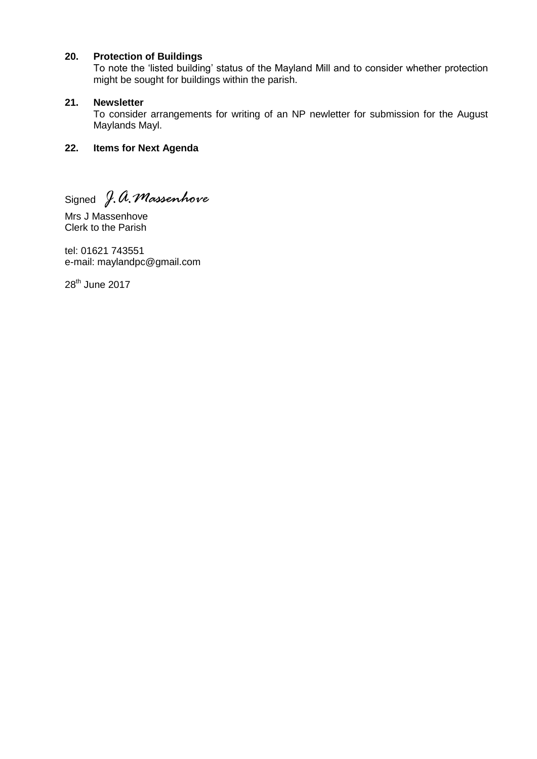**20. Protection of Buildings**

To note the 'listed building' status of the Mayland Mill and to consider whether protection might be sought for buildings within the parish.

**21. Newsletter**

To consider arrangements for writing of an NP newletter for submission for the August Maylands Mayl.

**22. Items for Next Agenda**

Signed *J. A. Massenhove*

Mrs J Massenhove
Clerk to the Parish

tel: 01621 743551
e-mail: maylandpc@gmail.com

28th June 2017